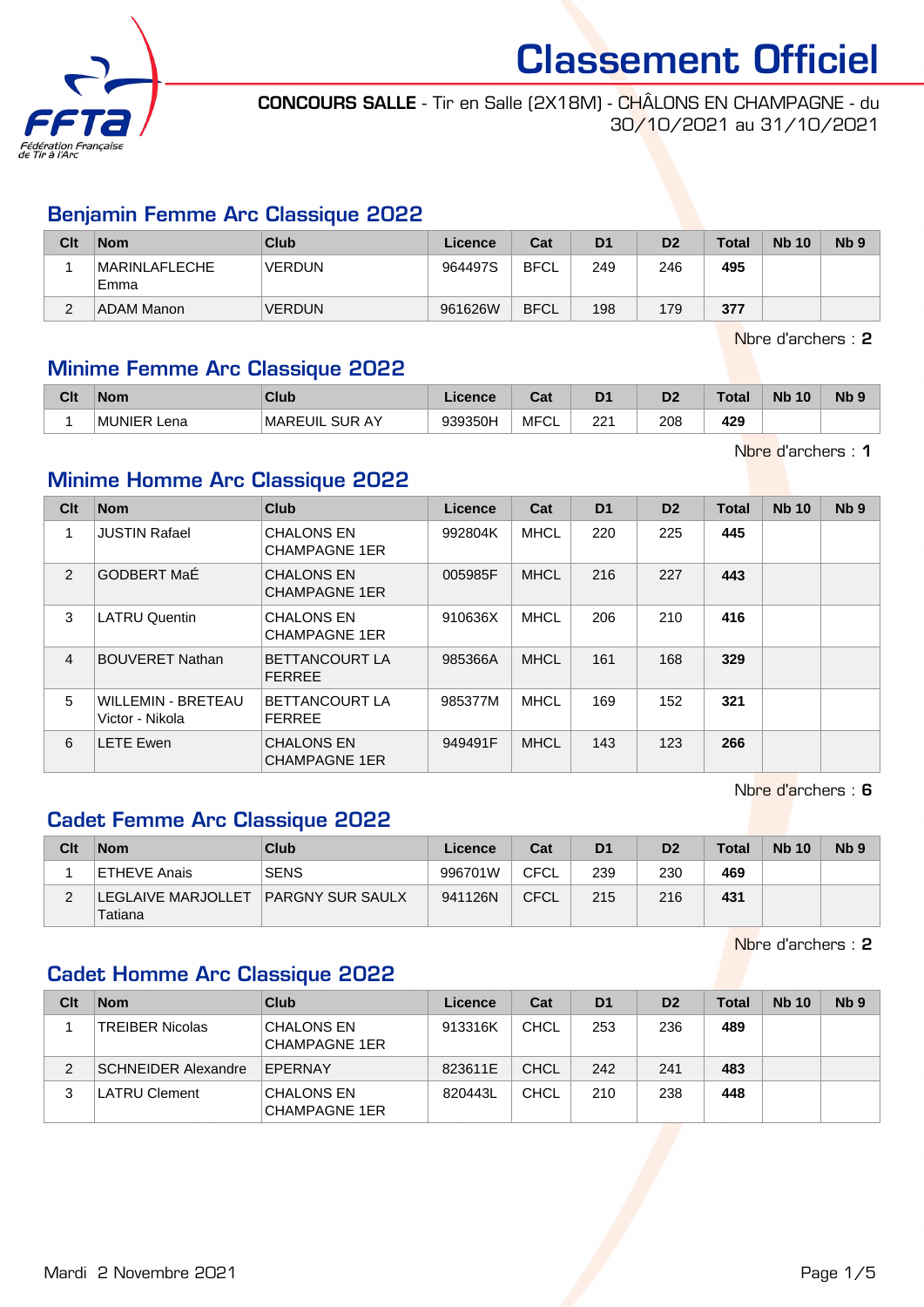# Classement Officiel

**CONCOURS SALLE** - Tir en Salle (2X18M) - CHÂLONS EN CHAMPAGNE - du 30/10/2021 au 31/10/2021

## Benjamin Femme Arc Classique 2022

| Clt | Nom | Club | Licence | Cat | D1 | D2 | Total | Nb 10 | Nb 9 |
|---|---|---|---|---|---|---|---|---|---|
| 1 | MARINLAFLECHE Emma | VERDUN | 964497S | BFCL | 249 | 246 | **495** | | |
| 2 | ADAM Manon | VERDUN | 961626W | BFCL | 198 | 179 | **377** | | |

Nbre d'archers : **2**

## Minime Femme Arc Classique 2022

| Clt | Nom | Club | Licence | Cat | D1 | D2 | Total | Nb 10 | Nb 9 |
|---|---|---|---|---|---|---|---|---|---|
| 1 | MUNIER Lena | MAREUIL SUR AY | 939350H | MFCL | 221 | 208 | **429** | | |

Nbre d'archers : **1**

## Minime Homme Arc Classique 2022

| Clt | Nom | Club | Licence | Cat | D1 | D2 | Total | Nb 10 | Nb 9 |
|---|---|---|---|---|---|---|---|---|---|
| 1 | JUSTIN Rafael | CHALONS EN CHAMPAGNE 1ER | 992804K | MHCL | 220 | 225 | **445** | | |
| 2 | GODBERT MaÉ | CHALONS EN CHAMPAGNE 1ER | 005985F | MHCL | 216 | 227 | **443** | | |
| 3 | LATRU Quentin | CHALONS EN CHAMPAGNE 1ER | 910636X | MHCL | 206 | 210 | **416** | | |
| 4 | BOUVERET Nathan | BETTANCOURT LA FERREE | 985366A | MHCL | 161 | 168 | **329** | | |
| 5 | WILLEMIN - BRETEAU Victor - Nikola | BETTANCOURT LA FERREE | 985377M | MHCL | 169 | 152 | **321** | | |
| 6 | LETE Ewen | CHALONS EN CHAMPAGNE 1ER | 949491F | MHCL | 143 | 123 | **266** | | |

Nbre d'archers : **6**

## Cadet Femme Arc Classique 2022

| Clt | Nom | Club | Licence | Cat | D1 | D2 | Total | Nb 10 | Nb 9 |
|---|---|---|---|---|---|---|---|---|---|
| 1 | ETHEVE Anais | SENS | 996701W | CFCL | 239 | 230 | **469** | | |
| 2 | LEGLAIVE MARJOLLET Tatiana | PARGNY SUR SAULX | 941126N | CFCL | 215 | 216 | **431** | | |

Nbre d'archers : **2**

## Cadet Homme Arc Classique 2022

| Clt | Nom | Club | Licence | Cat | D1 | D2 | Total | Nb 10 | Nb 9 |
|---|---|---|---|---|---|---|---|---|---|
| 1 | TREIBER Nicolas | CHALONS EN CHAMPAGNE 1ER | 913316K | CHCL | 253 | 236 | **489** | | |
| 2 | SCHNEIDER Alexandre | EPERNAY | 823611E | CHCL | 242 | 241 | **483** | | |
| 3 | LATRU Clement | CHALONS EN CHAMPAGNE 1ER | 820443L | CHCL | 210 | 238 | **448** | | |

Mardi 2 Novembre 2021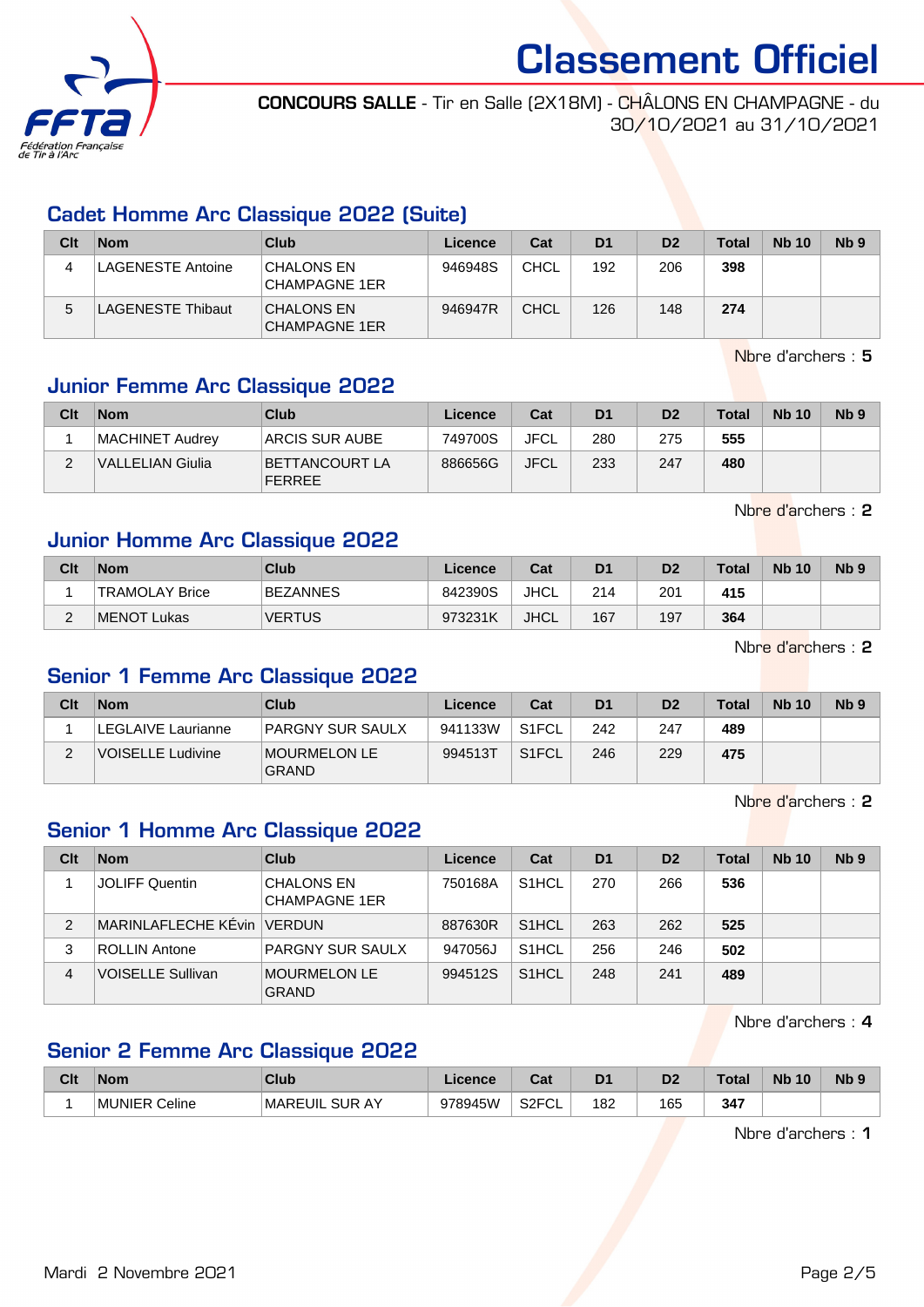# Classement Officiel

**CONCOURS SALLE** - Tir en Salle (2X18M) - CHÂLONS EN CHAMPAGNE - du 30/10/2021 au 31/10/2021

## Cadet Homme Arc Classique 2022 (Suite)

| Clt | Nom | Club | Licence | Cat | D1 | D2 | Total | Nb 10 | Nb 9 |
|---|---|---|---|---|---|---|---|---|---|
| 4 | LAGENESTE Antoine | CHALONS EN CHAMPAGNE 1ER | 946948S | CHCL | 192 | 206 | **398** | | |
| 5 | LAGENESTE Thibaut | CHALONS EN CHAMPAGNE 1ER | 946947R | CHCL | 126 | 148 | **274** | | |

Nbre d'archers : **5**

## Junior Femme Arc Classique 2022

| Clt | Nom | Club | Licence | Cat | D1 | D2 | Total | Nb 10 | Nb 9 |
|---|---|---|---|---|---|---|---|---|---|
| 1 | MACHINET Audrey | ARCIS SUR AUBE | 749700S | JFCL | 280 | 275 | **555** | | |
| 2 | VALLELIAN Giulia | BETTANCOURT LA FERREE | 886656G | JFCL | 233 | 247 | **480** | | |

Nbre d'archers : **2**

## Junior Homme Arc Classique 2022

| Clt | Nom | Club | Licence | Cat | D1 | D2 | Total | Nb 10 | Nb 9 |
|---|---|---|---|---|---|---|---|---|---|
| 1 | TRAMOLAY Brice | BEZANNES | 842390S | JHCL | 214 | 201 | **415** | | |
| 2 | MENOT Lukas | VERTUS | 973231K | JHCL | 167 | 197 | **364** | | |

Nbre d'archers : **2**

## Senior 1 Femme Arc Classique 2022

| Clt | Nom | Club | Licence | Cat | D1 | D2 | Total | Nb 10 | Nb 9 |
|---|---|---|---|---|---|---|---|---|---|
| 1 | LEGLAIVE Laurianne | PARGNY SUR SAULX | 941133W | S1FCL | 242 | 247 | **489** | | |
| 2 | VOISELLE Ludivine | MOURMELON LE GRAND | 994513T | S1FCL | 246 | 229 | **475** | | |

Nbre d'archers : **2**

## Senior 1 Homme Arc Classique 2022

| Clt | Nom | Club | Licence | Cat | D1 | D2 | Total | Nb 10 | Nb 9 |
|---|---|---|---|---|---|---|---|---|---|
| 1 | JOLIFF Quentin | CHALONS EN CHAMPAGNE 1ER | 750168A | S1HCL | 270 | 266 | **536** | | |
| 2 | MARINLAFLECHE KÉvin | VERDUN | 887630R | S1HCL | 263 | 262 | **525** | | |
| 3 | ROLLIN Antone | PARGNY SUR SAULX | 947056J | S1HCL | 256 | 246 | **502** | | |
| 4 | VOISELLE Sullivan | MOURMELON LE GRAND | 994512S | S1HCL | 248 | 241 | **489** | | |

Nbre d'archers : **4**

## Senior 2 Femme Arc Classique 2022

| Clt | Nom | Club | Licence | Cat | D1 | D2 | Total | Nb 10 | Nb 9 |
|---|---|---|---|---|---|---|---|---|---|
| 1 | MUNIER Celine | MAREUIL SUR AY | 978945W | S2FCL | 182 | 165 | **347** | | |

Nbre d'archers : **1**

Mardi 2 Novembre 2021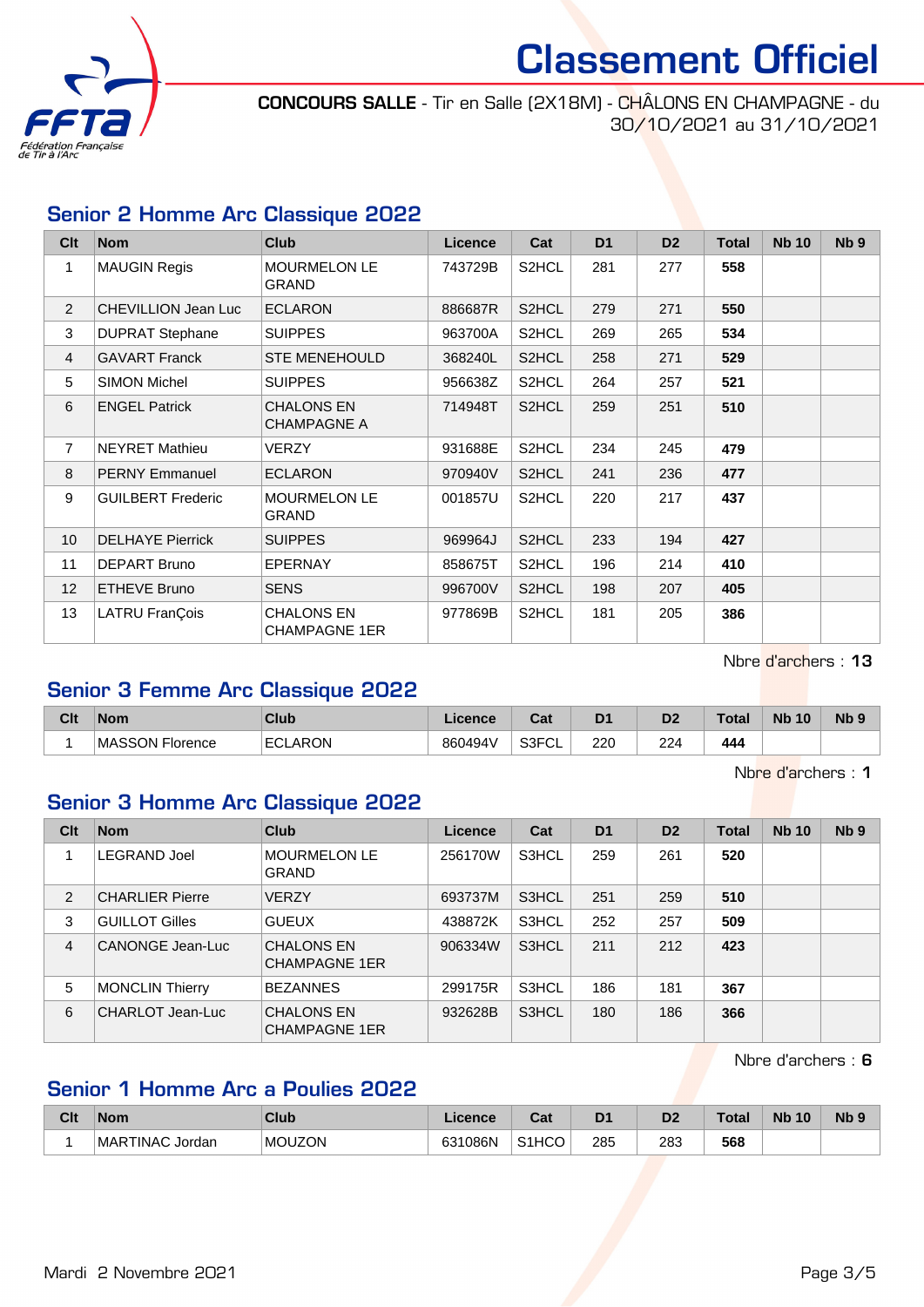# Classement Officiel

**CONCOURS SALLE** - Tir en Salle (2X18M) - CHÂLONS EN CHAMPAGNE - du 30/10/2021 au 31/10/2021

## Senior 2 Homme Arc Classique 2022

| Clt | Nom | Club | Licence | Cat | D1 | D2 | Total | Nb 10 | Nb 9 |
|---|---|---|---|---|---|---|---|---|---|
| 1 | MAUGIN Regis | MOURMELON LE GRAND | 743729B | S2HCL | 281 | 277 | **558** | | |
| 2 | CHEVILLION Jean Luc | ECLARON | 886687R | S2HCL | 279 | 271 | **550** | | |
| 3 | DUPRAT Stephane | SUIPPES | 963700A | S2HCL | 269 | 265 | **534** | | |
| 4 | GAVART Franck | STE MENEHOULD | 368240L | S2HCL | 258 | 271 | **529** | | |
| 5 | SIMON Michel | SUIPPES | 956638Z | S2HCL | 264 | 257 | **521** | | |
| 6 | ENGEL Patrick | CHALONS EN CHAMPAGNE A | 714948T | S2HCL | 259 | 251 | **510** | | |
| 7 | NEYRET Mathieu | VERZY | 931688E | S2HCL | 234 | 245 | **479** | | |
| 8 | PERNY Emmanuel | ECLARON | 970940V | S2HCL | 241 | 236 | **477** | | |
| 9 | GUILBERT Frederic | MOURMELON LE GRAND | 001857U | S2HCL | 220 | 217 | **437** | | |
| 10 | DELHAYE Pierrick | SUIPPES | 969964J | S2HCL | 233 | 194 | **427** | | |
| 11 | DEPART Bruno | EPERNAY | 858675T | S2HCL | 196 | 214 | **410** | | |
| 12 | ETHEVE Bruno | SENS | 996700V | S2HCL | 198 | 207 | **405** | | |
| 13 | LATRU FranÇois | CHALONS EN CHAMPAGNE 1ER | 977869B | S2HCL | 181 | 205 | **386** | | |

Nbre d'archers : **13**

## Senior 3 Femme Arc Classique 2022

| Clt | Nom | Club | Licence | Cat | D1 | D2 | Total | Nb 10 | Nb 9 |
|---|---|---|---|---|---|---|---|---|---|
| 1 | MASSON Florence | ECLARON | 860494V | S3FCL | 220 | 224 | **444** | | |

Nbre d'archers : **1**

## Senior 3 Homme Arc Classique 2022

| Clt | Nom | Club | Licence | Cat | D1 | D2 | Total | Nb 10 | Nb 9 |
|---|---|---|---|---|---|---|---|---|---|
| 1 | LEGRAND Joel | MOURMELON LE GRAND | 256170W | S3HCL | 259 | 261 | **520** | | |
| 2 | CHARLIER Pierre | VERZY | 693737M | S3HCL | 251 | 259 | **510** | | |
| 3 | GUILLOT Gilles | GUEUX | 438872K | S3HCL | 252 | 257 | **509** | | |
| 4 | CANONGE Jean-Luc | CHALONS EN CHAMPAGNE 1ER | 906334W | S3HCL | 211 | 212 | **423** | | |
| 5 | MONCLIN Thierry | BEZANNES | 299175R | S3HCL | 186 | 181 | **367** | | |
| 6 | CHARLOT Jean-Luc | CHALONS EN CHAMPAGNE 1ER | 932628B | S3HCL | 180 | 186 | **366** | | |

Nbre d'archers : **6**

## Senior 1 Homme Arc a Poulies 2022

| Clt | Nom | Club | Licence | Cat | D1 | D2 | Total | Nb 10 | Nb 9 |
|---|---|---|---|---|---|---|---|---|---|
| 1 | MARTINAC Jordan | MOUZON | 631086N | S1HCO | 285 | 283 | **568** | | |

Mardi 2 Novembre 2021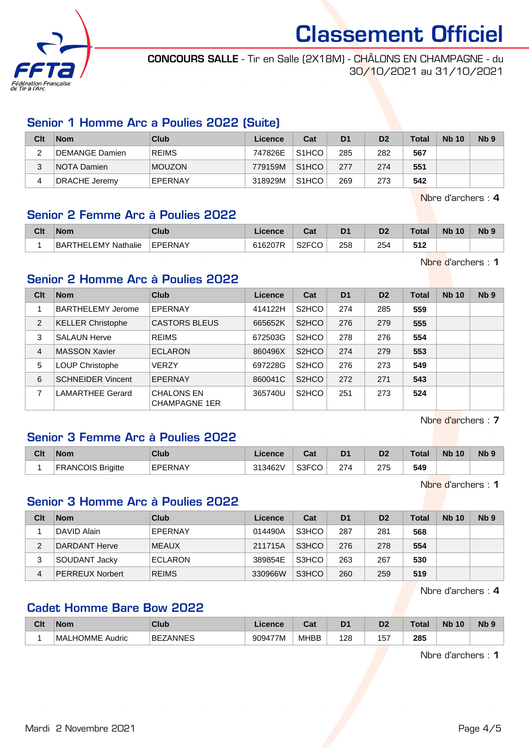# Classement Officiel

**CONCOURS SALLE** - Tir en Salle (2X18M) - CHÂLONS EN CHAMPAGNE - du 30/10/2021 au 31/10/2021

## Senior 1 Homme Arc a Poulies 2022 (Suite)

| Clt | Nom | Club | Licence | Cat | D1 | D2 | Total | Nb 10 | Nb 9 |
|---|---|---|---|---|---|---|---|---|---|
| 2 | DEMANGE Damien | REIMS | 747826E | S1HCO | 285 | 282 | **567** | | |
| 3 | NOTA Damien | MOUZON | 779159M | S1HCO | 277 | 274 | **551** | | |
| 4 | DRACHE Jeremy | EPERNAY | 318929M | S1HCO | 269 | 273 | **542** | | |

Nbre d'archers : **4**

## Senior 2 Femme Arc à Poulies 2022

| Clt | Nom | Club | Licence | Cat | D1 | D2 | Total | Nb 10 | Nb 9 |
|---|---|---|---|---|---|---|---|---|---|
| 1 | BARTHELEMY Nathalie | EPERNAY | 616207R | S2FCO | 258 | 254 | **512** | | |

Nbre d'archers : **1**

## Senior 2 Homme Arc à Poulies 2022

| Clt | Nom | Club | Licence | Cat | D1 | D2 | Total | Nb 10 | Nb 9 |
|---|---|---|---|---|---|---|---|---|---|
| 1 | BARTHELEMY Jerome | EPERNAY | 414122H | S2HCO | 274 | 285 | **559** | | |
| 2 | KELLER Christophe | CASTORS BLEUS | 665652K | S2HCO | 276 | 279 | **555** | | |
| 3 | SALAUN Herve | REIMS | 672503G | S2HCO | 278 | 276 | **554** | | |
| 4 | MASSON Xavier | ECLARON | 860496X | S2HCO | 274 | 279 | **553** | | |
| 5 | LOUP Christophe | VERZY | 697228G | S2HCO | 276 | 273 | **549** | | |
| 6 | SCHNEIDER Vincent | EPERNAY | 860041C | S2HCO | 272 | 271 | **543** | | |
| 7 | LAMARTHEE Gerard | CHALONS EN CHAMPAGNE 1ER | 365740U | S2HCO | 251 | 273 | **524** | | |

Nbre d'archers : **7**

## Senior 3 Femme Arc à Poulies 2022

| Clt | Nom | Club | Licence | Cat | D1 | D2 | Total | Nb 10 | Nb 9 |
|---|---|---|---|---|---|---|---|---|---|
| 1 | FRANCOIS Brigitte | EPERNAY | 313462V | S3FCO | 274 | 275 | **549** | | |

Nbre d'archers : **1**

## Senior 3 Homme Arc à Poulies 2022

| Clt | Nom | Club | Licence | Cat | D1 | D2 | Total | Nb 10 | Nb 9 |
|---|---|---|---|---|---|---|---|---|---|
| 1 | DAVID Alain | EPERNAY | 014490A | S3HCO | 287 | 281 | **568** | | |
| 2 | DARDANT Herve | MEAUX | 211715A | S3HCO | 276 | 278 | **554** | | |
| 3 | SOUDANT Jacky | ECLARON | 389854E | S3HCO | 263 | 267 | **530** | | |
| 4 | PERREUX Norbert | REIMS | 330966W | S3HCO | 260 | 259 | **519** | | |

Nbre d'archers : **4**

## Cadet Homme Bare Bow 2022

| Clt | Nom | Club | Licence | Cat | D1 | D2 | Total | Nb 10 | Nb 9 |
|---|---|---|---|---|---|---|---|---|---|
| 1 | MALHOMME Audric | BEZANNES | 909477M | MHBB | 128 | 157 | **285** | | |

Nbre d'archers : **1**

Mardi 2 Novembre 2021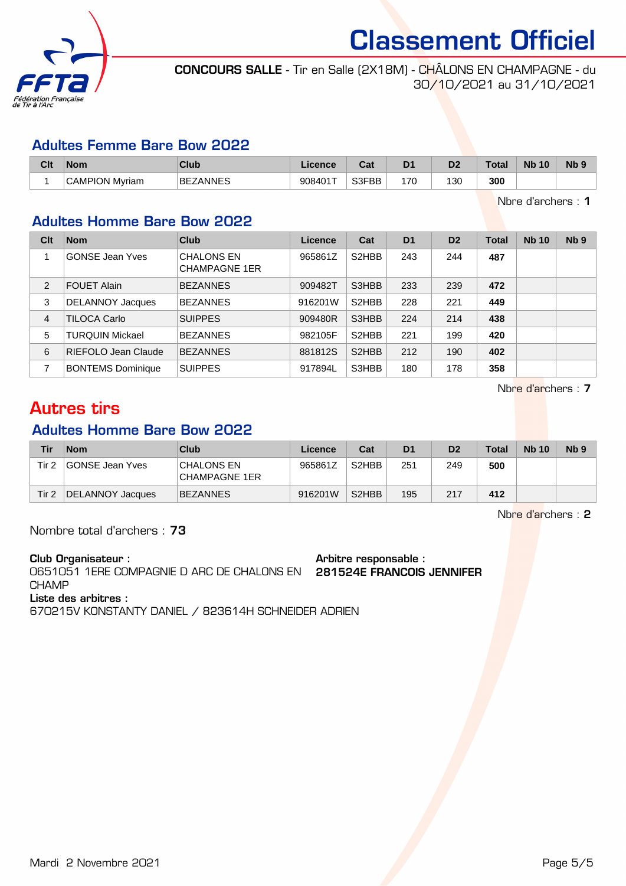# Classement Officiel

**CONCOURS SALLE** - Tir en Salle (2X18M) - CHÂLONS EN CHAMPAGNE - du 30/10/2021 au 31/10/2021

## Adultes Femme Bare Bow 2022

| Clt | Nom | Club | Licence | Cat | D1 | D2 | Total | Nb 10 | Nb 9 |
|---|---|---|---|---|---|---|---|---|---|
| 1 | CAMPION Myriam | BEZANNES | 908401T | S3FBB | 170 | 130 | **300** | | |

Nbre d'archers : **1**

## Adultes Homme Bare Bow 2022

| Clt | Nom | Club | Licence | Cat | D1 | D2 | Total | Nb 10 | Nb 9 |
|---|---|---|---|---|---|---|---|---|---|
| 1 | GONSE Jean Yves | CHALONS EN CHAMPAGNE 1ER | 965861Z | S2HBB | 243 | 244 | **487** | | |
| 2 | FOUET Alain | BEZANNES | 909482T | S3HBB | 233 | 239 | **472** | | |
| 3 | DELANNOY Jacques | BEZANNES | 916201W | S2HBB | 228 | 221 | **449** | | |
| 4 | TILOCA Carlo | SUIPPES | 909480R | S3HBB | 224 | 214 | **438** | | |
| 5 | TURQUIN Mickael | BEZANNES | 982105F | S2HBB | 221 | 199 | **420** | | |
| 6 | RIEFOLO Jean Claude | BEZANNES | 881812S | S2HBB | 212 | 190 | **402** | | |
| 7 | BONTEMS Dominique | SUIPPES | 917894L | S3HBB | 180 | 178 | **358** | | |

Nbre d'archers : **7**

# Autres tirs

## Adultes Homme Bare Bow 2022

| Tir | Nom | Club | Licence | Cat | D1 | D2 | Total | Nb 10 | Nb 9 |
|---|---|---|---|---|---|---|---|---|---|
| Tir 2 | GONSE Jean Yves | CHALONS EN CHAMPAGNE 1ER | 965861Z | S2HBB | 251 | 249 | **500** | | |
| Tir 2 | DELANNOY Jacques | BEZANNES | 916201W | S2HBB | 195 | 217 | **412** | | |

Nbre d'archers : **2**

Nombre total d'archers : **73**

**Club Organisateur :**
0651051 1ERE COMPAGNIE D ARC DE CHALONS EN CHAMP

**Arbitre responsable :**
**281524E FRANCOIS JENNIFER**

**Liste des arbitres :**
670215V KONSTANTY DANIEL / 823614H SCHNEIDER ADRIEN

Mardi 2 Novembre 2021